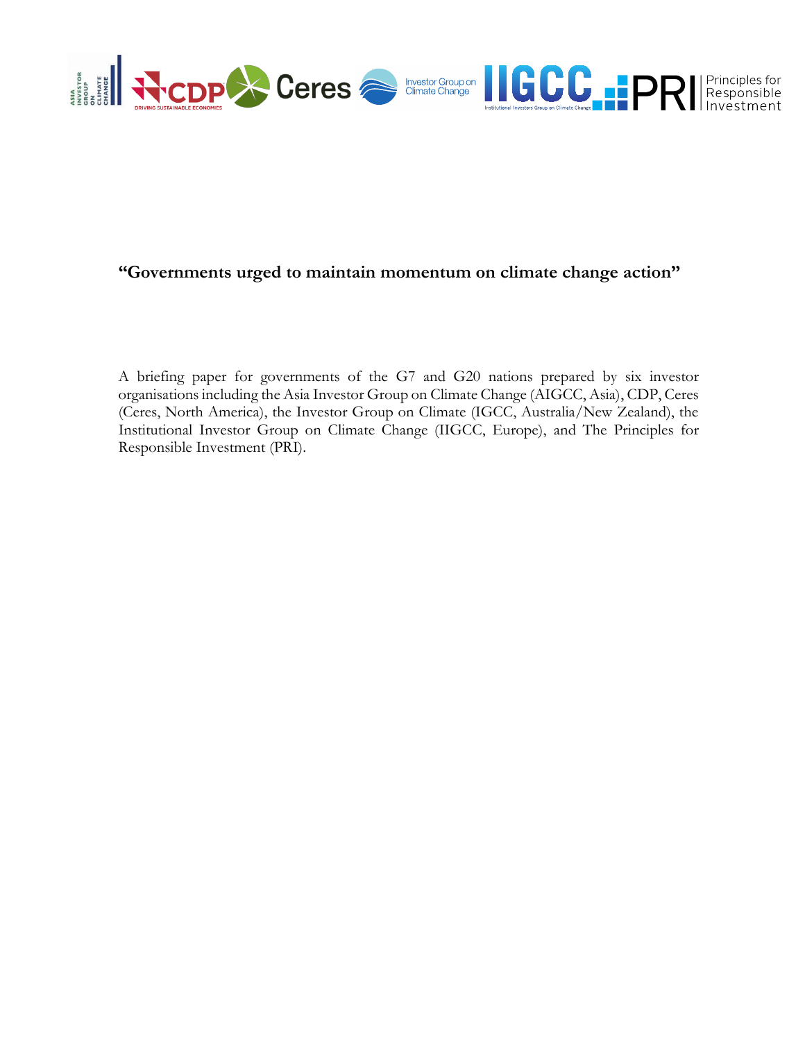# "Governments urged to maintain momentum on climate change action"

A briefing paper for governments of the G7 and G20 nations prepared by six investor organisations including the Asia Investor Group on Climate Change (AIGCC, Asia), CDP, Ceres (Ceres, North America), the Investor Group on Climate (IGCC, Australia/New Zealand), the Institutional Investor Group on Climate Change (IIGCC, Europe), and The Principles for Responsible Investment (PRI).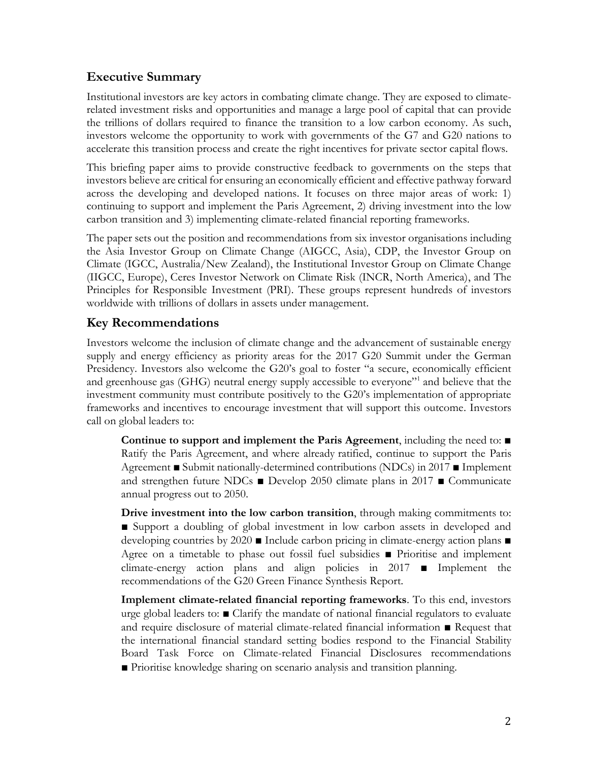## Executive Summary

Institutional investors are key actors in combating climate change. They are exposed to climate-related investment risks and opportunities and manage a large pool of capital that can provide the trillions of dollars required to finance the transition to a low carbon economy. As such, investors welcome the opportunity to work with governments of the G7 and G20 nations to accelerate this transition process and create the right incentives for private sector capital flows.

This briefing paper aims to provide constructive feedback to governments on the steps that investors believe are critical for ensuring an economically efficient and effective pathway forward across the developing and developed nations. It focuses on three major areas of work: 1) continuing to support and implement the Paris Agreement, 2) driving investment into the low carbon transition and 3) implementing climate-related financial reporting frameworks.

The paper sets out the position and recommendations from six investor organisations including the Asia Investor Group on Climate Change (AIGCC, Asia), CDP, the Investor Group on Climate (IGCC, Australia/New Zealand), the Institutional Investor Group on Climate Change (IIGCC, Europe), Ceres Investor Network on Climate Risk (INCR, North America), and The Principles for Responsible Investment (PRI). These groups represent hundreds of investors worldwide with trillions of dollars in assets under management.

## Key Recommendations

Investors welcome the inclusion of climate change and the advancement of sustainable energy supply and energy efficiency as priority areas for the 2017 G20 Summit under the German Presidency. Investors also welcome the G20's goal to foster "a secure, economically efficient and greenhouse gas (GHG) neutral energy supply accessible to everyone"[1] and believe that the investment community must contribute positively to the G20's implementation of appropriate frameworks and incentives to encourage investment that will support this outcome. Investors call on global leaders to:

> **Continue to support and implement the Paris Agreement**, including the need to: ■ Ratify the Paris Agreement, and where already ratified, continue to support the Paris Agreement ■ Submit nationally-determined contributions (NDCs) in 2017 ■ Implement and strengthen future NDCs ■ Develop 2050 climate plans in 2017 ■ Communicate annual progress out to 2050.
>
> **Drive investment into the low carbon transition**, through making commitments to: ■ Support a doubling of global investment in low carbon assets in developed and developing countries by 2020 ■ Include carbon pricing in climate-energy action plans ■ Agree on a timetable to phase out fossil fuel subsidies ■ Prioritise and implement climate-energy action plans and align policies in 2017 ■ Implement the recommendations of the G20 Green Finance Synthesis Report.
>
> **Implement climate-related financial reporting frameworks**. To this end, investors urge global leaders to: ■ Clarify the mandate of national financial regulators to evaluate and require disclosure of material climate-related financial information ■ Request that the international financial standard setting bodies respond to the Financial Stability Board Task Force on Climate-related Financial Disclosures recommendations ■ Prioritise knowledge sharing on scenario analysis and transition planning.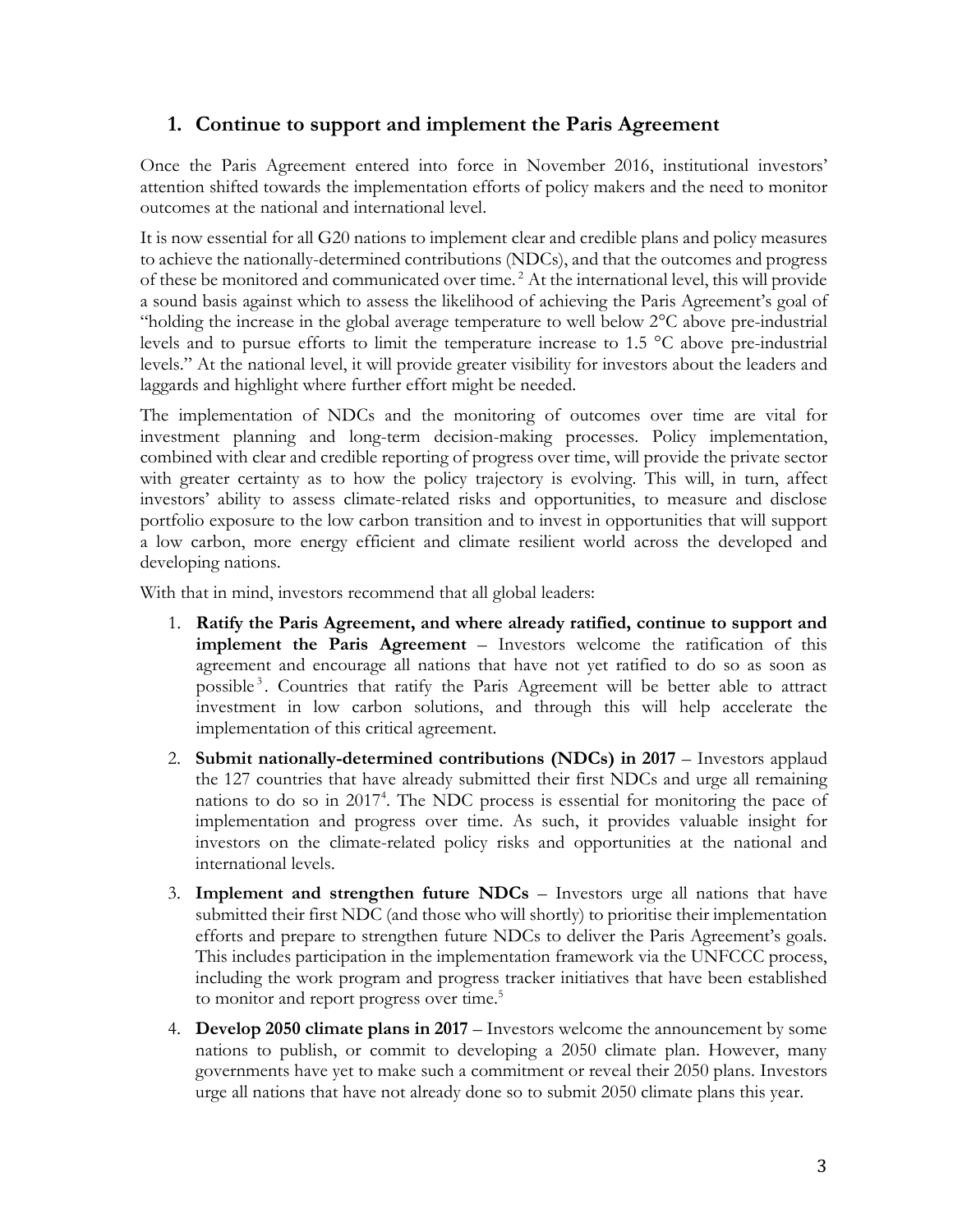## 1. Continue to support and implement the Paris Agreement

Once the Paris Agreement entered into force in November 2016, institutional investors' attention shifted towards the implementation efforts of policy makers and the need to monitor outcomes at the national and international level.

It is now essential for all G20 nations to implement clear and credible plans and policy measures to achieve the nationally-determined contributions (NDCs), and that the outcomes and progress of these be monitored and communicated over time.[2] At the international level, this will provide a sound basis against which to assess the likelihood of achieving the Paris Agreement's goal of "holding the increase in the global average temperature to well below 2°C above pre-industrial levels and to pursue efforts to limit the temperature increase to 1.5 °C above pre-industrial levels." At the national level, it will provide greater visibility for investors about the leaders and laggards and highlight where further effort might be needed.

The implementation of NDCs and the monitoring of outcomes over time are vital for investment planning and long-term decision-making processes. Policy implementation, combined with clear and credible reporting of progress over time, will provide the private sector with greater certainty as to how the policy trajectory is evolving. This will, in turn, affect investors' ability to assess climate-related risks and opportunities, to measure and disclose portfolio exposure to the low carbon transition and to invest in opportunities that will support a low carbon, more energy efficient and climate resilient world across the developed and developing nations.

With that in mind, investors recommend that all global leaders:

1. **Ratify the Paris Agreement, and where already ratified, continue to support and implement the Paris Agreement** – Investors welcome the ratification of this agreement and encourage all nations that have not yet ratified to do so as soon as possible[3]. Countries that ratify the Paris Agreement will be better able to attract investment in low carbon solutions, and through this will help accelerate the implementation of this critical agreement.
2. **Submit nationally-determined contributions (NDCs) in 2017** – Investors applaud the 127 countries that have already submitted their first NDCs and urge all remaining nations to do so in 2017[4]. The NDC process is essential for monitoring the pace of implementation and progress over time. As such, it provides valuable insight for investors on the climate-related policy risks and opportunities at the national and international levels.
3. **Implement and strengthen future NDCs** – Investors urge all nations that have submitted their first NDC (and those who will shortly) to prioritise their implementation efforts and prepare to strengthen future NDCs to deliver the Paris Agreement's goals. This includes participation in the implementation framework via the UNFCCC process, including the work program and progress tracker initiatives that have been established to monitor and report progress over time.[5]
4. **Develop 2050 climate plans in 2017** – Investors welcome the announcement by some nations to publish, or commit to developing a 2050 climate plan. However, many governments have yet to make such a commitment or reveal their 2050 plans. Investors urge all nations that have not already done so to submit 2050 climate plans this year.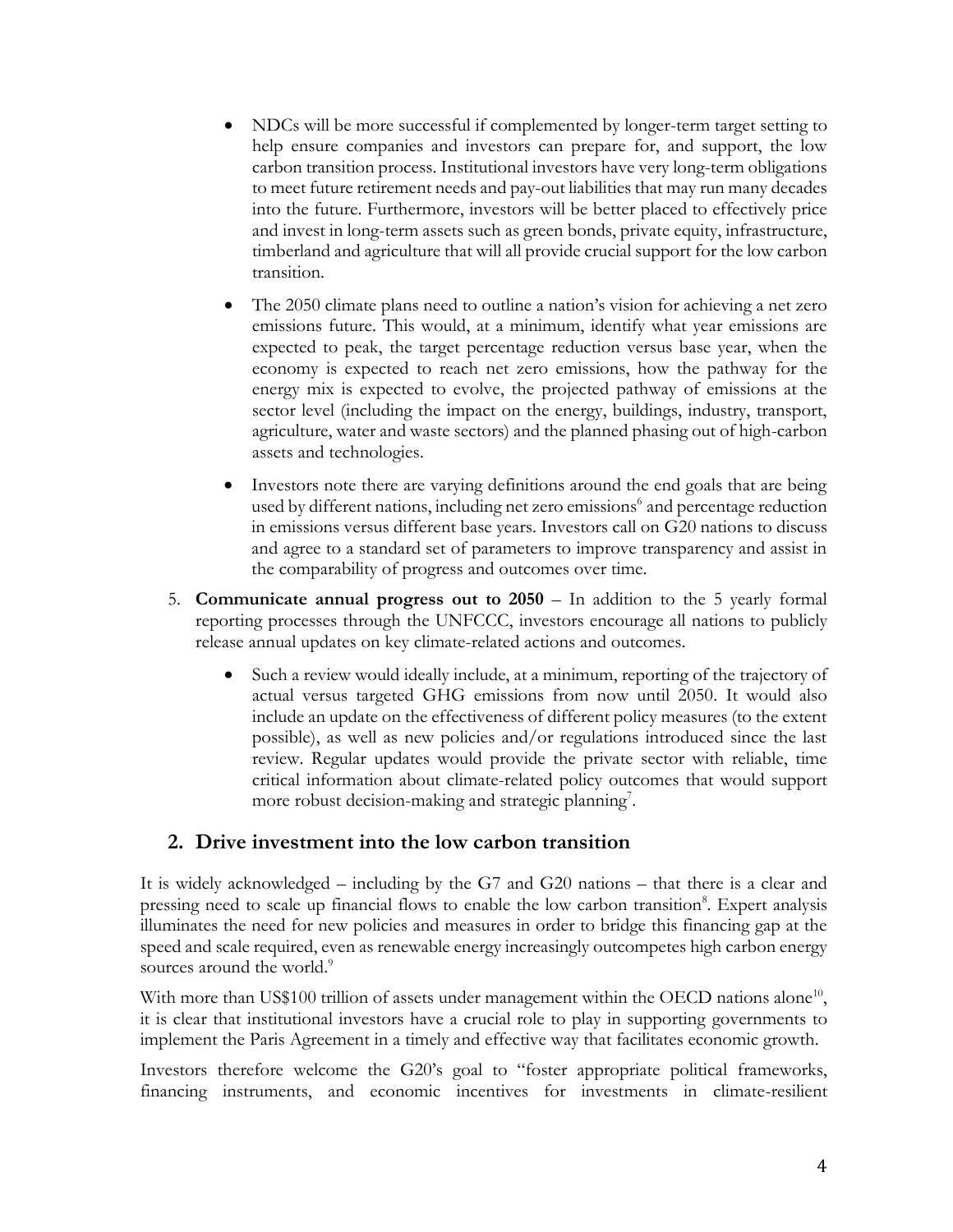- NDCs will be more successful if complemented by longer-term target setting to help ensure companies and investors can prepare for, and support, the low carbon transition process. Institutional investors have very long-term obligations to meet future retirement needs and pay-out liabilities that may run many decades into the future. Furthermore, investors will be better placed to effectively price and invest in long-term assets such as green bonds, private equity, infrastructure, timberland and agriculture that will all provide crucial support for the low carbon transition.

- The 2050 climate plans need to outline a nation's vision for achieving a net zero emissions future. This would, at a minimum, identify what year emissions are expected to peak, the target percentage reduction versus base year, when the economy is expected to reach net zero emissions, how the pathway for the energy mix is expected to evolve, the projected pathway of emissions at the sector level (including the impact on the energy, buildings, industry, transport, agriculture, water and waste sectors) and the planned phasing out of high-carbon assets and technologies.

- Investors note there are varying definitions around the end goals that are being used by different nations, including net zero emissions[6] and percentage reduction in emissions versus different base years. Investors call on G20 nations to discuss and agree to a standard set of parameters to improve transparency and assist in the comparability of progress and outcomes over time.

5. **Communicate annual progress out to 2050** – In addition to the 5 yearly formal reporting processes through the UNFCCC, investors encourage all nations to publicly release annual updates on key climate-related actions and outcomes.

    - Such a review would ideally include, at a minimum, reporting of the trajectory of actual versus targeted GHG emissions from now until 2050. It would also include an update on the effectiveness of different policy measures (to the extent possible), as well as new policies and/or regulations introduced since the last review. Regular updates would provide the private sector with reliable, time critical information about climate-related policy outcomes that would support more robust decision-making and strategic planning[7].

## 2. Drive investment into the low carbon transition

It is widely acknowledged – including by the G7 and G20 nations – that there is a clear and pressing need to scale up financial flows to enable the low carbon transition[8]. Expert analysis illuminates the need for new policies and measures in order to bridge this financing gap at the speed and scale required, even as renewable energy increasingly outcompetes high carbon energy sources around the world.[9]

With more than US$100 trillion of assets under management within the OECD nations alone[10], it is clear that institutional investors have a crucial role to play in supporting governments to implement the Paris Agreement in a timely and effective way that facilitates economic growth.

Investors therefore welcome the G20's goal to "foster appropriate political frameworks, financing instruments, and economic incentives for investments in climate-resilient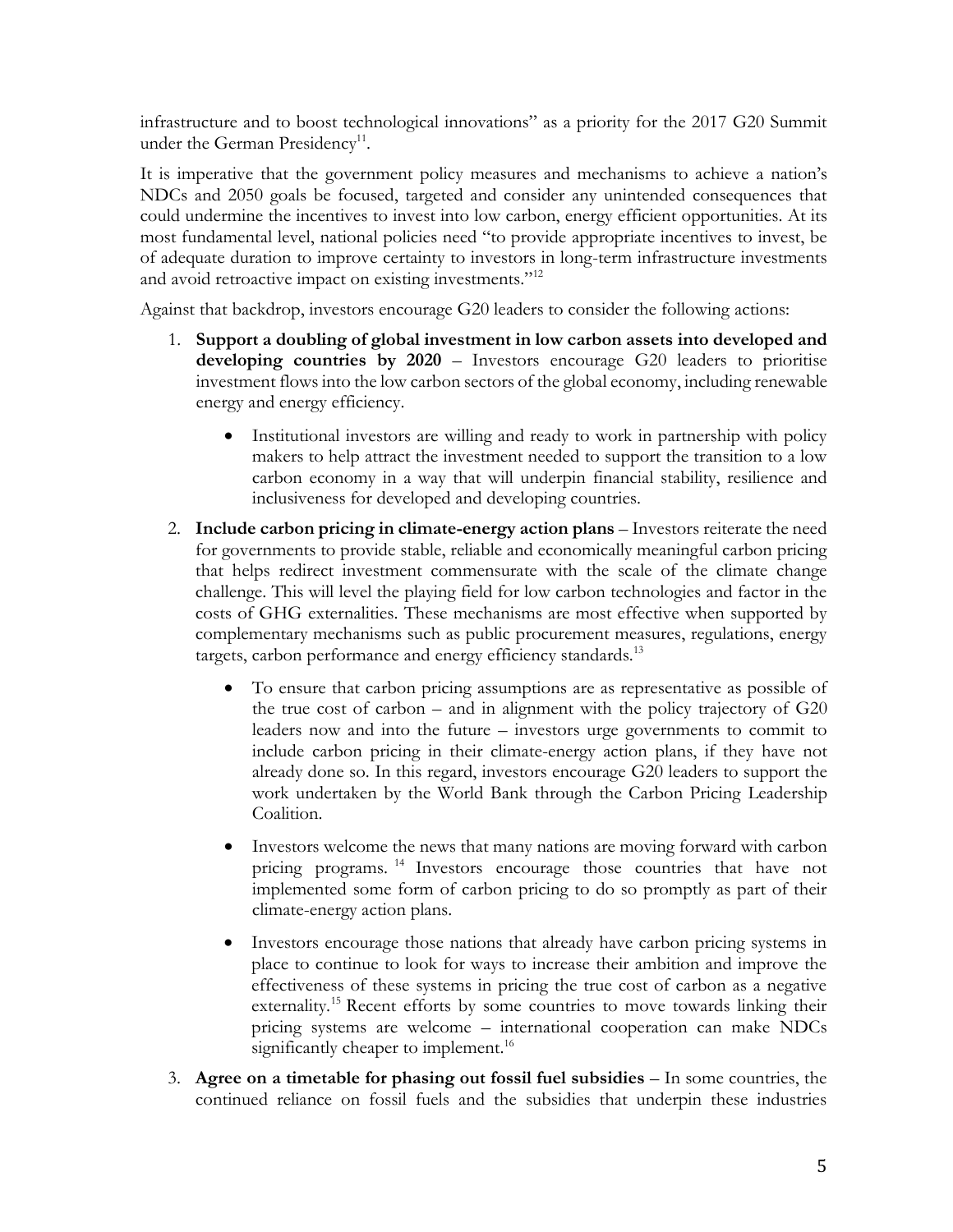infrastructure and to boost technological innovations" as a priority for the 2017 G20 Summit under the German Presidency[11].

It is imperative that the government policy measures and mechanisms to achieve a nation's NDCs and 2050 goals be focused, targeted and consider any unintended consequences that could undermine the incentives to invest into low carbon, energy efficient opportunities. At its most fundamental level, national policies need "to provide appropriate incentives to invest, be of adequate duration to improve certainty to investors in long-term infrastructure investments and avoid retroactive impact on existing investments."[12]

Against that backdrop, investors encourage G20 leaders to consider the following actions:

1. **Support a doubling of global investment in low carbon assets into developed and developing countries by 2020** – Investors encourage G20 leaders to prioritise investment flows into the low carbon sectors of the global economy, including renewable energy and energy efficiency.

    - Institutional investors are willing and ready to work in partnership with policy makers to help attract the investment needed to support the transition to a low carbon economy in a way that will underpin financial stability, resilience and inclusiveness for developed and developing countries.

2. **Include carbon pricing in climate-energy action plans** – Investors reiterate the need for governments to provide stable, reliable and economically meaningful carbon pricing that helps redirect investment commensurate with the scale of the climate change challenge. This will level the playing field for low carbon technologies and factor in the costs of GHG externalities. These mechanisms are most effective when supported by complementary mechanisms such as public procurement measures, regulations, energy targets, carbon performance and energy efficiency standards.[13]

    - To ensure that carbon pricing assumptions are as representative as possible of the true cost of carbon – and in alignment with the policy trajectory of G20 leaders now and into the future – investors urge governments to commit to include carbon pricing in their climate-energy action plans, if they have not already done so. In this regard, investors encourage G20 leaders to support the work undertaken by the World Bank through the Carbon Pricing Leadership Coalition.

    - Investors welcome the news that many nations are moving forward with carbon pricing programs.[14] Investors encourage those countries that have not implemented some form of carbon pricing to do so promptly as part of their climate-energy action plans.

    - Investors encourage those nations that already have carbon pricing systems in place to continue to look for ways to increase their ambition and improve the effectiveness of these systems in pricing the true cost of carbon as a negative externality.[15] Recent efforts by some countries to move towards linking their pricing systems are welcome – international cooperation can make NDCs significantly cheaper to implement.[16]

3. **Agree on a timetable for phasing out fossil fuel subsidies** – In some countries, the continued reliance on fossil fuels and the subsidies that underpin these industries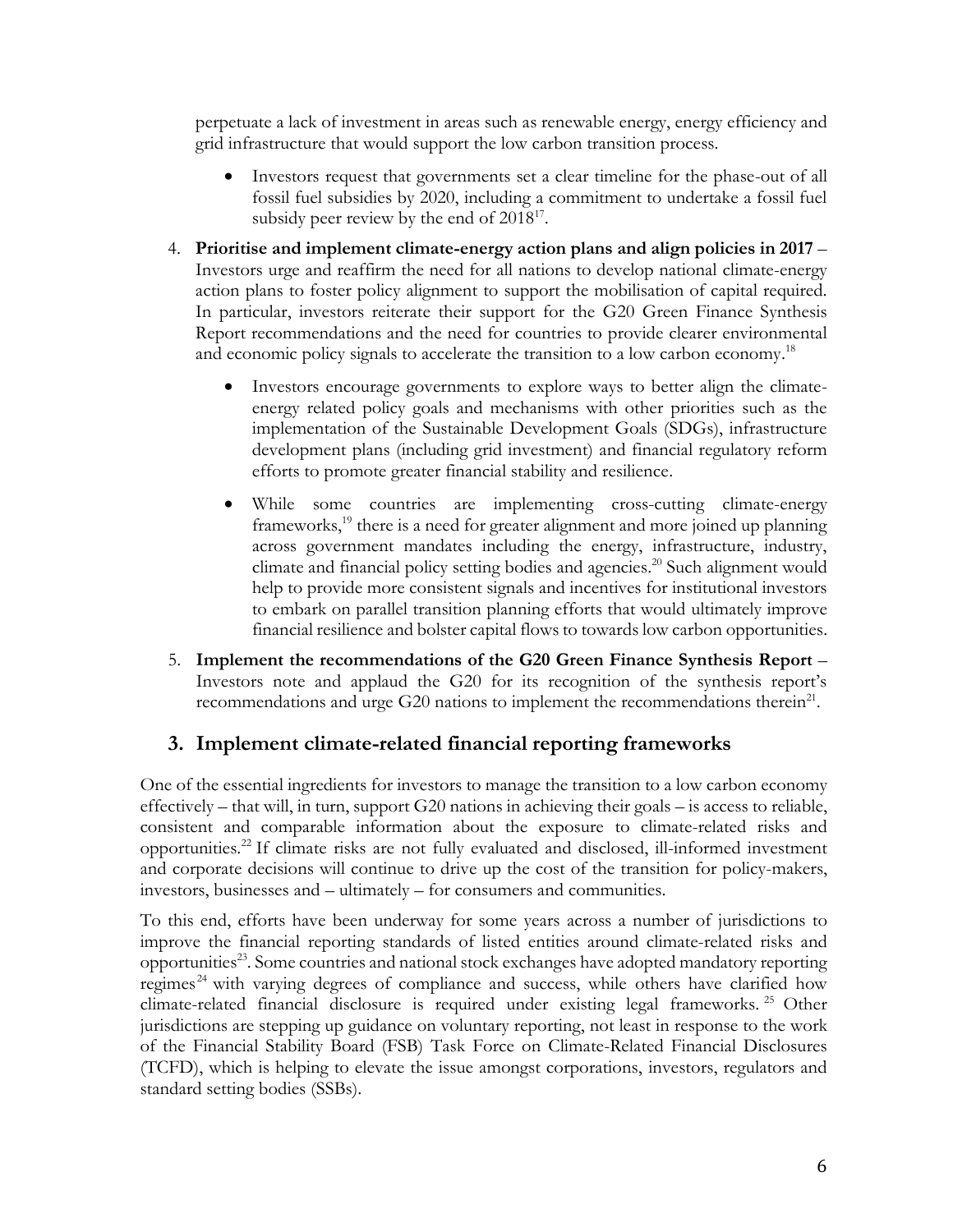perpetuate a lack of investment in areas such as renewable energy, energy efficiency and grid infrastructure that would support the low carbon transition process.

- Investors request that governments set a clear timeline for the phase-out of all fossil fuel subsidies by 2020, including a commitment to undertake a fossil fuel subsidy peer review by the end of 2018[17].

4. **Prioritise and implement climate-energy action plans and align policies in 2017** – Investors urge and reaffirm the need for all nations to develop national climate-energy action plans to foster policy alignment to support the mobilisation of capital required. In particular, investors reiterate their support for the G20 Green Finance Synthesis Report recommendations and the need for countries to provide clearer environmental and economic policy signals to accelerate the transition to a low carbon economy.[18]

   - Investors encourage governments to explore ways to better align the climate-energy related policy goals and mechanisms with other priorities such as the implementation of the Sustainable Development Goals (SDGs), infrastructure development plans (including grid investment) and financial regulatory reform efforts to promote greater financial stability and resilience.

   - While some countries are implementing cross-cutting climate-energy frameworks,[19] there is a need for greater alignment and more joined up planning across government mandates including the energy, infrastructure, industry, climate and financial policy setting bodies and agencies.[20] Such alignment would help to provide more consistent signals and incentives for institutional investors to embark on parallel transition planning efforts that would ultimately improve financial resilience and bolster capital flows to towards low carbon opportunities.

5. **Implement the recommendations of the G20 Green Finance Synthesis Report** – Investors note and applaud the G20 for its recognition of the synthesis report's recommendations and urge G20 nations to implement the recommendations therein[21].

## 3. Implement climate-related financial reporting frameworks

One of the essential ingredients for investors to manage the transition to a low carbon economy effectively – that will, in turn, support G20 nations in achieving their goals – is access to reliable, consistent and comparable information about the exposure to climate-related risks and opportunities.[22] If climate risks are not fully evaluated and disclosed, ill-informed investment and corporate decisions will continue to drive up the cost of the transition for policy-makers, investors, businesses and – ultimately – for consumers and communities.

To this end, efforts have been underway for some years across a number of jurisdictions to improve the financial reporting standards of listed entities around climate-related risks and opportunities[23]. Some countries and national stock exchanges have adopted mandatory reporting regimes[24] with varying degrees of compliance and success, while others have clarified how climate-related financial disclosure is required under existing legal frameworks.[25] Other jurisdictions are stepping up guidance on voluntary reporting, not least in response to the work of the Financial Stability Board (FSB) Task Force on Climate-Related Financial Disclosures (TCFD), which is helping to elevate the issue amongst corporations, investors, regulators and standard setting bodies (SSBs).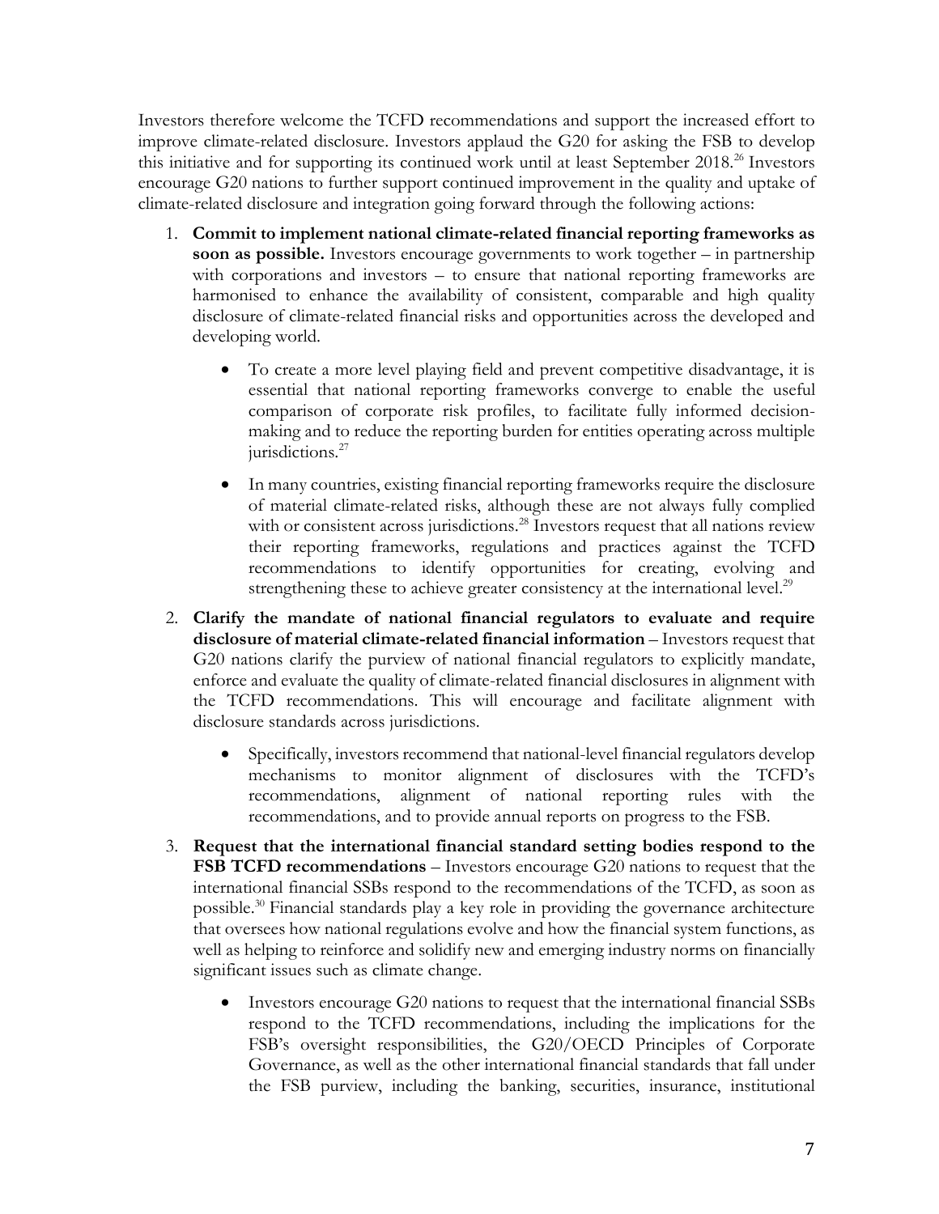Investors therefore welcome the TCFD recommendations and support the increased effort to improve climate-related disclosure. Investors applaud the G20 for asking the FSB to develop this initiative and for supporting its continued work until at least September 2018.[26] Investors encourage G20 nations to further support continued improvement in the quality and uptake of climate-related disclosure and integration going forward through the following actions:

1. **Commit to implement national climate-related financial reporting frameworks as soon as possible.** Investors encourage governments to work together – in partnership with corporations and investors – to ensure that national reporting frameworks are harmonised to enhance the availability of consistent, comparable and high quality disclosure of climate-related financial risks and opportunities across the developed and developing world.

    - To create a more level playing field and prevent competitive disadvantage, it is essential that national reporting frameworks converge to enable the useful comparison of corporate risk profiles, to facilitate fully informed decision-making and to reduce the reporting burden for entities operating across multiple jurisdictions.[27]

    - In many countries, existing financial reporting frameworks require the disclosure of material climate-related risks, although these are not always fully complied with or consistent across jurisdictions.[28] Investors request that all nations review their reporting frameworks, regulations and practices against the TCFD recommendations to identify opportunities for creating, evolving and strengthening these to achieve greater consistency at the international level.[29]

2. **Clarify the mandate of national financial regulators to evaluate and require disclosure of material climate-related financial information** – Investors request that G20 nations clarify the purview of national financial regulators to explicitly mandate, enforce and evaluate the quality of climate-related financial disclosures in alignment with the TCFD recommendations. This will encourage and facilitate alignment with disclosure standards across jurisdictions.

    - Specifically, investors recommend that national-level financial regulators develop mechanisms to monitor alignment of disclosures with the TCFD's recommendations, alignment of national reporting rules with the recommendations, and to provide annual reports on progress to the FSB.

3. **Request that the international financial standard setting bodies respond to the FSB TCFD recommendations** – Investors encourage G20 nations to request that the international financial SSBs respond to the recommendations of the TCFD, as soon as possible.[30] Financial standards play a key role in providing the governance architecture that oversees how national regulations evolve and how the financial system functions, as well as helping to reinforce and solidify new and emerging industry norms on financially significant issues such as climate change.

    - Investors encourage G20 nations to request that the international financial SSBs respond to the TCFD recommendations, including the implications for the FSB's oversight responsibilities, the G20/OECD Principles of Corporate Governance, as well as the other international financial standards that fall under the FSB purview, including the banking, securities, insurance, institutional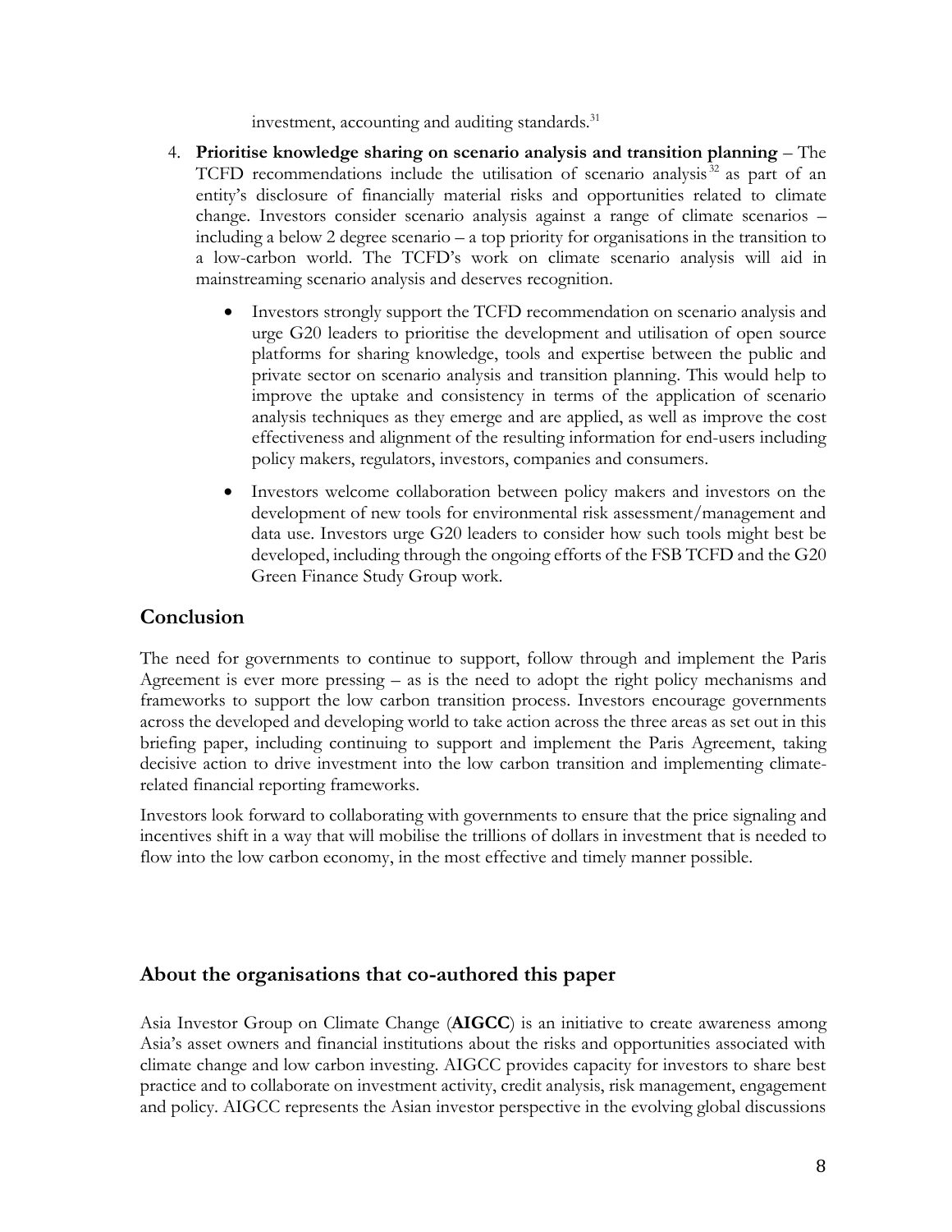investment, accounting and auditing standards.[31]

4. **Prioritise knowledge sharing on scenario analysis and transition planning** – The TCFD recommendations include the utilisation of scenario analysis[32] as part of an entity's disclosure of financially material risks and opportunities related to climate change. Investors consider scenario analysis against a range of climate scenarios – including a below 2 degree scenario – a top priority for organisations in the transition to a low-carbon world. The TCFD's work on climate scenario analysis will aid in mainstreaming scenario analysis and deserves recognition.

   - Investors strongly support the TCFD recommendation on scenario analysis and urge G20 leaders to prioritise the development and utilisation of open source platforms for sharing knowledge, tools and expertise between the public and private sector on scenario analysis and transition planning. This would help to improve the uptake and consistency in terms of the application of scenario analysis techniques as they emerge and are applied, as well as improve the cost effectiveness and alignment of the resulting information for end-users including policy makers, regulators, investors, companies and consumers.

   - Investors welcome collaboration between policy makers and investors on the development of new tools for environmental risk assessment/management and data use. Investors urge G20 leaders to consider how such tools might best be developed, including through the ongoing efforts of the FSB TCFD and the G20 Green Finance Study Group work.

## Conclusion

The need for governments to continue to support, follow through and implement the Paris Agreement is ever more pressing – as is the need to adopt the right policy mechanisms and frameworks to support the low carbon transition process. Investors encourage governments across the developed and developing world to take action across the three areas as set out in this briefing paper, including continuing to support and implement the Paris Agreement, taking decisive action to drive investment into the low carbon transition and implementing climate-related financial reporting frameworks.

Investors look forward to collaborating with governments to ensure that the price signaling and incentives shift in a way that will mobilise the trillions of dollars in investment that is needed to flow into the low carbon economy, in the most effective and timely manner possible.

## About the organisations that co-authored this paper

Asia Investor Group on Climate Change (**AIGCC**) is an initiative to create awareness among Asia's asset owners and financial institutions about the risks and opportunities associated with climate change and low carbon investing. AIGCC provides capacity for investors to share best practice and to collaborate on investment activity, credit analysis, risk management, engagement and policy. AIGCC represents the Asian investor perspective in the evolving global discussions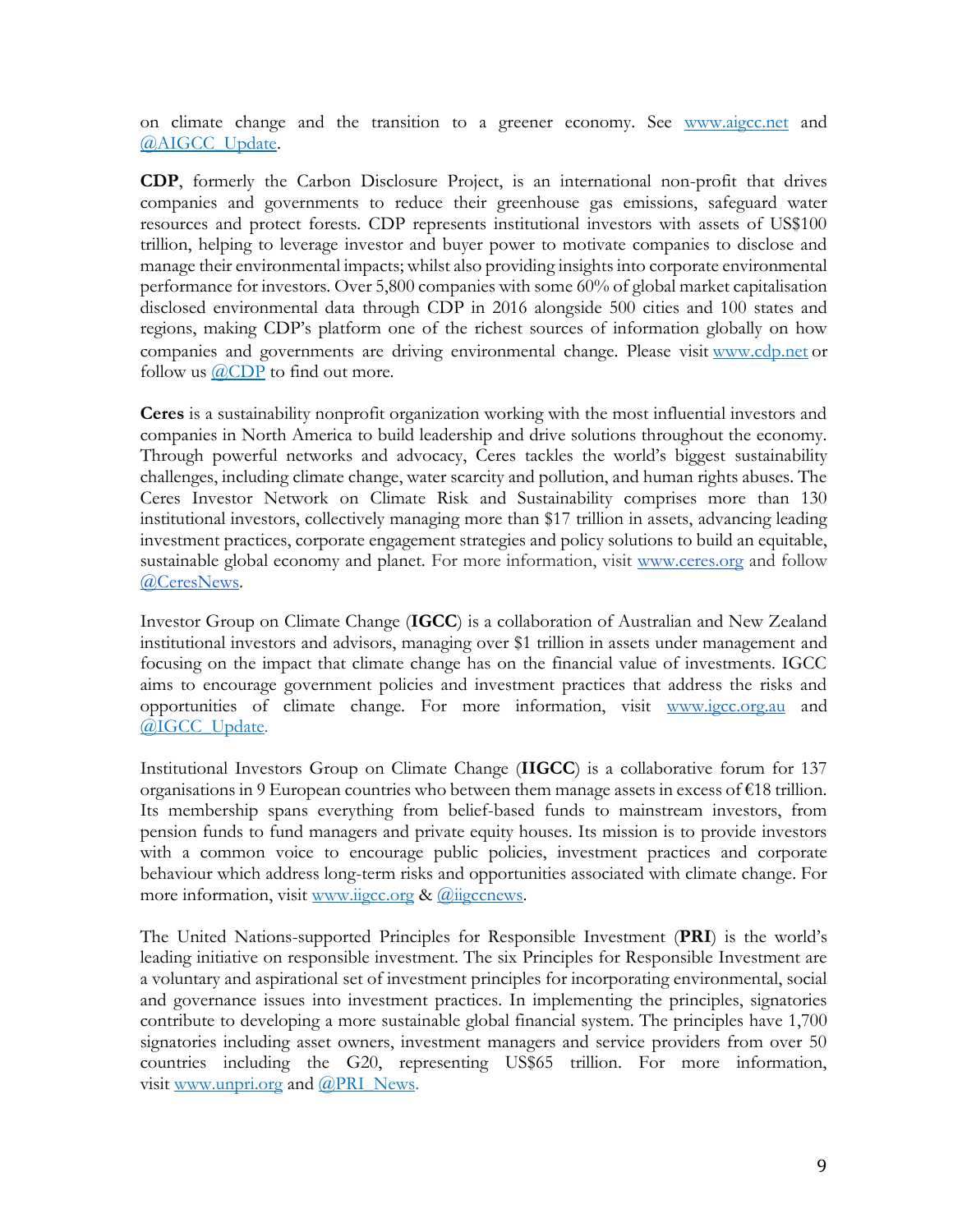on climate change and the transition to a greener economy. See www.aigcc.net and @AIGCC_Update.

**CDP**, formerly the Carbon Disclosure Project, is an international non-profit that drives companies and governments to reduce their greenhouse gas emissions, safeguard water resources and protect forests. CDP represents institutional investors with assets of US$100 trillion, helping to leverage investor and buyer power to motivate companies to disclose and manage their environmental impacts; whilst also providing insights into corporate environmental performance for investors. Over 5,800 companies with some 60% of global market capitalisation disclosed environmental data through CDP in 2016 alongside 500 cities and 100 states and regions, making CDP's platform one of the richest sources of information globally on how companies and governments are driving environmental change. Please visit www.cdp.net or follow us @CDP to find out more.

**Ceres** is a sustainability nonprofit organization working with the most influential investors and companies in North America to build leadership and drive solutions throughout the economy. Through powerful networks and advocacy, Ceres tackles the world's biggest sustainability challenges, including climate change, water scarcity and pollution, and human rights abuses. The Ceres Investor Network on Climate Risk and Sustainability comprises more than 130 institutional investors, collectively managing more than $17 trillion in assets, advancing leading investment practices, corporate engagement strategies and policy solutions to build an equitable, sustainable global economy and planet. For more information, visit www.ceres.org and follow @CeresNews.

Investor Group on Climate Change (**IGCC**) is a collaboration of Australian and New Zealand institutional investors and advisors, managing over $1 trillion in assets under management and focusing on the impact that climate change has on the financial value of investments. IGCC aims to encourage government policies and investment practices that address the risks and opportunities of climate change. For more information, visit www.igcc.org.au and @IGCC_Update.

Institutional Investors Group on Climate Change (**IIGCC**) is a collaborative forum for 137 organisations in 9 European countries who between them manage assets in excess of €18 trillion. Its membership spans everything from belief-based funds to mainstream investors, from pension funds to fund managers and private equity houses. Its mission is to provide investors with a common voice to encourage public policies, investment practices and corporate behaviour which address long-term risks and opportunities associated with climate change. For more information, visit www.iigcc.org & @iigccnews.

The United Nations-supported Principles for Responsible Investment (**PRI**) is the world's leading initiative on responsible investment. The six Principles for Responsible Investment are a voluntary and aspirational set of investment principles for incorporating environmental, social and governance issues into investment practices. In implementing the principles, signatories contribute to developing a more sustainable global financial system. The principles have 1,700 signatories including asset owners, investment managers and service providers from over 50 countries including the G20, representing US$65 trillion. For more information, visit www.unpri.org and @PRI_News.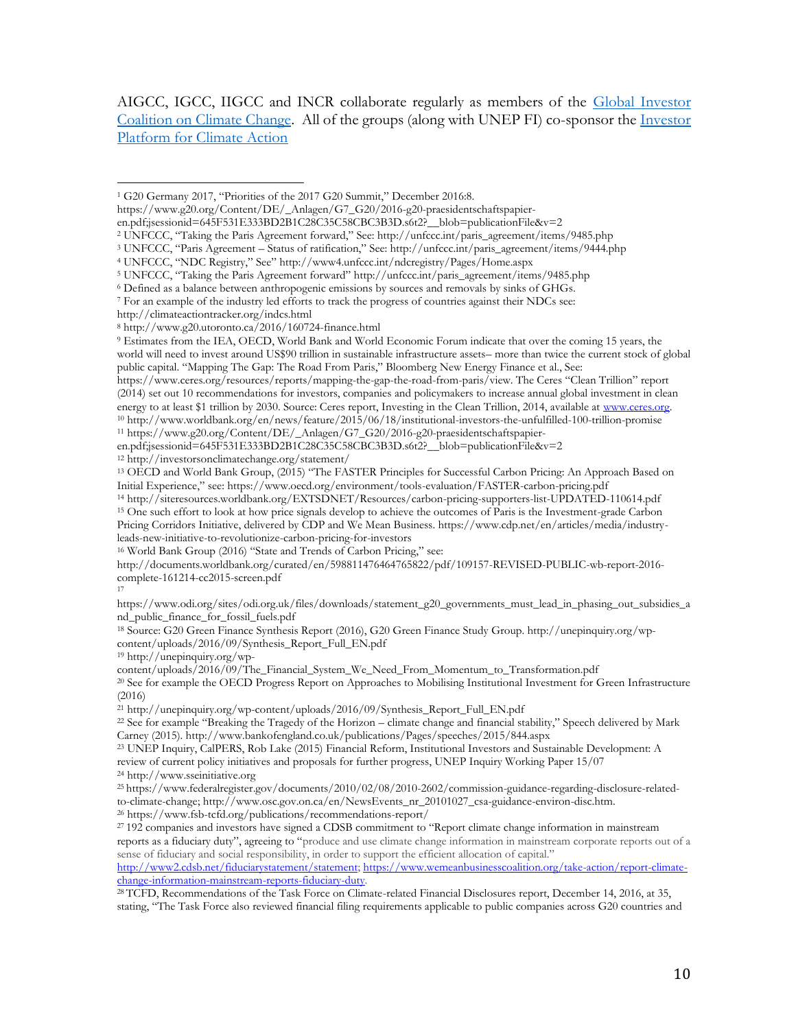AIGCC, IGCC, IIGCC and INCR collaborate regularly as members of the [Global Investor Coalition on Climate Change](). All of the groups (along with UNEP FI) co-sponsor the [Investor Platform for Climate Action]()

---

[1] G20 Germany 2017, "Priorities of the 2017 G20 Summit," December 2016:8. https://www.g20.org/Content/DE/_Anlagen/G7_G20/2016-g20-praesidentschaftspapier-en.pdf;jsessionid=645F531E333BD2B1C28C35C58CBC3B3D.s6t2?__blob=publicationFile&v=2

[2] UNFCCC, "Taking the Paris Agreement forward," See: http://unfccc.int/paris_agreement/items/9485.php

[3] UNFCCC, "Paris Agreement – Status of ratification," See: http://unfccc.int/paris_agreement/items/9444.php

[4] UNFCCC, "NDC Registry," See" http://www4.unfccc.int/ndcregistry/Pages/Home.aspx

[5] UNFCCC, "Taking the Paris Agreement forward" http://unfccc.int/paris_agreement/items/9485.php

[6] Defined as a balance between anthropogenic emissions by sources and removals by sinks of GHGs.

[7] For an example of the industry led efforts to track the progress of countries against their NDCs see: http://climateactiontracker.org/indcs.html

[8] http://www.g20.utoronto.ca/2016/160724-finance.html

[9] Estimates from the IEA, OECD, World Bank and World Economic Forum indicate that over the coming 15 years, the world will need to invest around US$90 trillion in sustainable infrastructure assets– more than twice the current stock of global public capital. "Mapping The Gap: The Road From Paris," Bloomberg New Energy Finance et al., See: https://www.ceres.org/resources/reports/mapping-the-gap-the-road-from-paris/view. The Ceres "Clean Trillion" report (2014) set out 10 recommendations for investors, companies and policymakers to increase annual global investment in clean energy to at least $1 trillion by 2030. Source: Ceres report, Investing in the Clean Trillion, 2014, available at [www.ceres.org](www.ceres.org).

[10] http://www.worldbank.org/en/news/feature/2015/06/18/institutional-investors-the-unfulfilled-100-trillion-promise

[11] https://www.g20.org/Content/DE/_Anlagen/G7_G20/2016-g20-praesidentschaftspapier-en.pdf;jsessionid=645F531E333BD2B1C28C35C58CBC3B3D.s6t2?__blob=publicationFile&v=2

[12] http://investorsonclimatechange.org/statement/

[13] OECD and World Bank Group, (2015) "The FASTER Principles for Successful Carbon Pricing: An Approach Based on Initial Experience," see: https://www.oecd.org/environment/tools-evaluation/FASTER-carbon-pricing.pdf

[14] http://siteresources.worldbank.org/EXTSDNET/Resources/carbon-pricing-supporters-list-UPDATED-110614.pdf

[15] One such effort to look at how price signals develop to achieve the outcomes of Paris is the Investment-grade Carbon Pricing Corridors Initiative, delivered by CDP and We Mean Business. https://www.cdp.net/en/articles/media/industry-leads-new-initiative-to-revolutionize-carbon-pricing-for-investors

[16] World Bank Group (2016) "State and Trends of Carbon Pricing," see: http://documents.worldbank.org/curated/en/598811476464765822/pdf/109157-REVISED-PUBLIC-wb-report-2016-complete-161214-cc2015-screen.pdf

[17] https://www.odi.org/sites/odi.org.uk/files/downloads/statement_g20_governments_must_lead_in_phasing_out_subsidies_and_public_finance_for_fossil_fuels.pdf

[18] Source: G20 Green Finance Synthesis Report (2016), G20 Green Finance Study Group. http://unepinquiry.org/wp-content/uploads/2016/09/Synthesis_Report_Full_EN.pdf

[19] http://unepinquiry.org/wp-content/uploads/2016/09/The_Financial_System_We_Need_From_Momentum_to_Transformation.pdf

[20] See for example the OECD Progress Report on Approaches to Mobilising Institutional Investment for Green Infrastructure (2016)

[21] http://unepinquiry.org/wp-content/uploads/2016/09/Synthesis_Report_Full_EN.pdf

[22] See for example "Breaking the Tragedy of the Horizon – climate change and financial stability," Speech delivered by Mark Carney (2015). http://www.bankofengland.co.uk/publications/Pages/speeches/2015/844.aspx

[23] UNEP Inquiry, CalPERS, Rob Lake (2015) Financial Reform, Institutional Investors and Sustainable Development: A review of current policy initiatives and proposals for further progress, UNEP Inquiry Working Paper 15/07

[24] http://www.sseinitiative.org

[25] https://www.federalregister.gov/documents/2010/02/08/2010-2602/commission-guidance-regarding-disclosure-related-to-climate-change; http://www.osc.gov.on.ca/en/NewsEvents_nr_20101027_csa-guidance-environ-disc.htm.

[26] https://www.fsb-tcfd.org/publications/recommendations-report/

[27] 192 companies and investors have signed a CDSB commitment to "Report climate change information in mainstream reports as a fiduciary duty", agreeing to "produce and use climate change information in mainstream corporate reports out of a sense of fiduciary and social responsibility, in order to support the efficient allocation of capital." [http://www2.cdsb.net/fiduciarystatement/statement](http://www2.cdsb.net/fiduciarystatement/statement); [https://www.wemeanbusinesscoalition.org/take-action/report-climate-change-information-mainstream-reports-fiduciary-duty](https://www.wemeanbusinesscoalition.org/take-action/report-climate-change-information-mainstream-reports-fiduciary-duty).

[28] TCFD, Recommendations of the Task Force on Climate-related Financial Disclosures report, December 14, 2016, at 35, stating, "The Task Force also reviewed financial filing requirements applicable to public companies across G20 countries and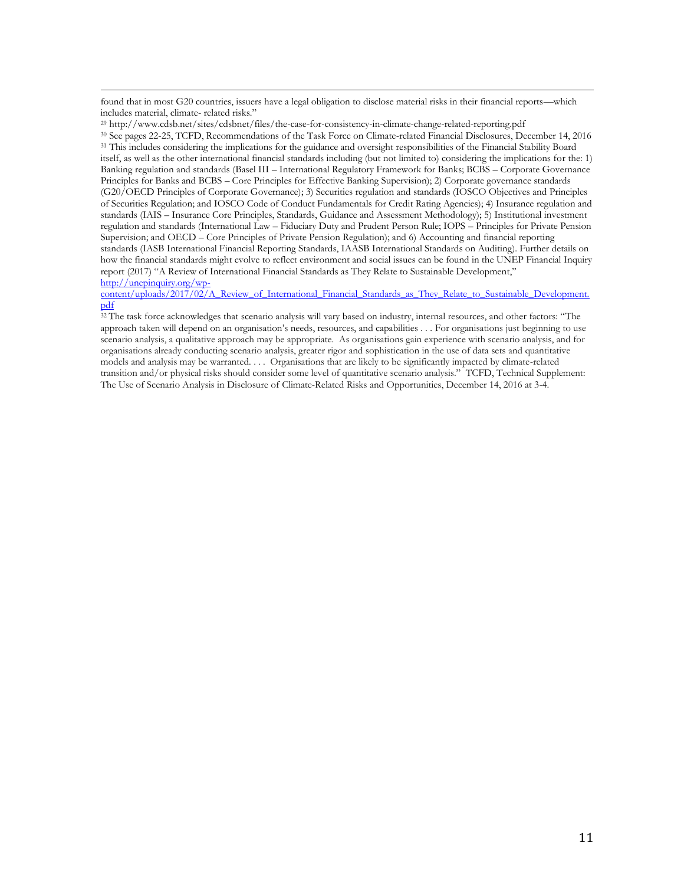found that in most G20 countries, issuers have a legal obligation to disclose material risks in their financial reports—which includes material, climate- related risks."

[29] http://www.cdsb.net/sites/cdsbnet/files/the-case-for-consistency-in-climate-change-related-reporting.pdf

[30] See pages 22-25, TCFD, Recommendations of the Task Force on Climate-related Financial Disclosures, December 14, 2016

[31] This includes considering the implications for the guidance and oversight responsibilities of the Financial Stability Board itself, as well as the other international financial standards including (but not limited to) considering the implications for the: 1) Banking regulation and standards (Basel III – International Regulatory Framework for Banks; BCBS – Corporate Governance Principles for Banks and BCBS – Core Principles for Effective Banking Supervision); 2) Corporate governance standards (G20/OECD Principles of Corporate Governance); 3) Securities regulation and standards (IOSCO Objectives and Principles of Securities Regulation; and IOSCO Code of Conduct Fundamentals for Credit Rating Agencies); 4) Insurance regulation and standards (IAIS – Insurance Core Principles, Standards, Guidance and Assessment Methodology); 5) Institutional investment regulation and standards (International Law – Fiduciary Duty and Prudent Person Rule; IOPS – Principles for Private Pension Supervision; and OECD – Core Principles of Private Pension Regulation); and 6) Accounting and financial reporting standards (IASB International Financial Reporting Standards, IAASB International Standards on Auditing). Further details on how the financial standards might evolve to reflect environment and social issues can be found in the UNEP Financial Inquiry report (2017) "A Review of International Financial Standards as They Relate to Sustainable Development," http://unepinquiry.org/wp-content/uploads/2017/02/A_Review_of_International_Financial_Standards_as_They_Relate_to_Sustainable_Development.pdf

[32] The task force acknowledges that scenario analysis will vary based on industry, internal resources, and other factors: "The approach taken will depend on an organisation's needs, resources, and capabilities . . . For organisations just beginning to use scenario analysis, a qualitative approach may be appropriate. As organisations gain experience with scenario analysis, and for organisations already conducting scenario analysis, greater rigor and sophistication in the use of data sets and quantitative models and analysis may be warranted. . . . Organisations that are likely to be significantly impacted by climate-related transition and/or physical risks should consider some level of quantitative scenario analysis." TCFD, Technical Supplement: The Use of Scenario Analysis in Disclosure of Climate-Related Risks and Opportunities, December 14, 2016 at 3-4.